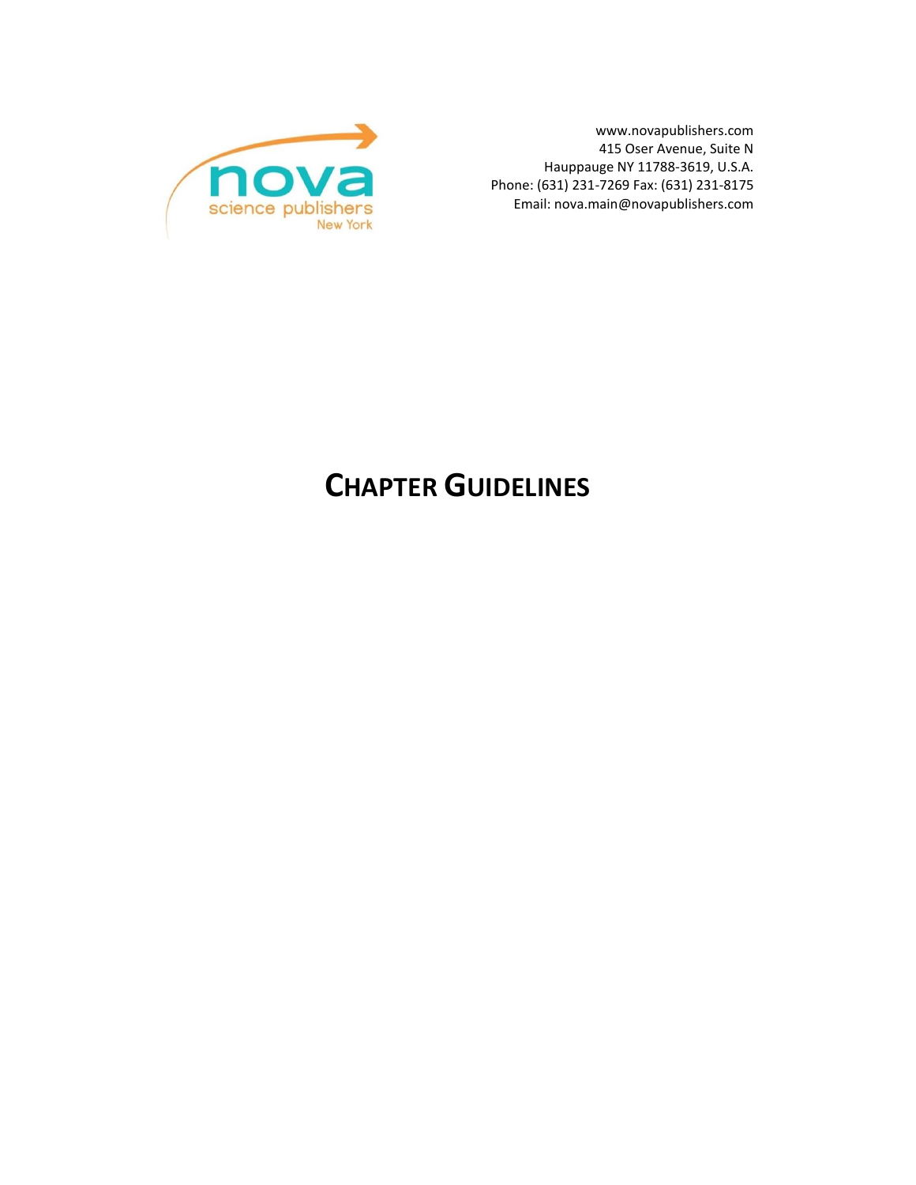nova science publishers New York

www.novapublishers.com
415 Oser Avenue, Suite N
Hauppauge NY 11788-3619, U.S.A.
Phone: (631) 231-7269 Fax: (631) 231-8175
Email: nova.main@novapublishers.com

# CHAPTER GUIDELINES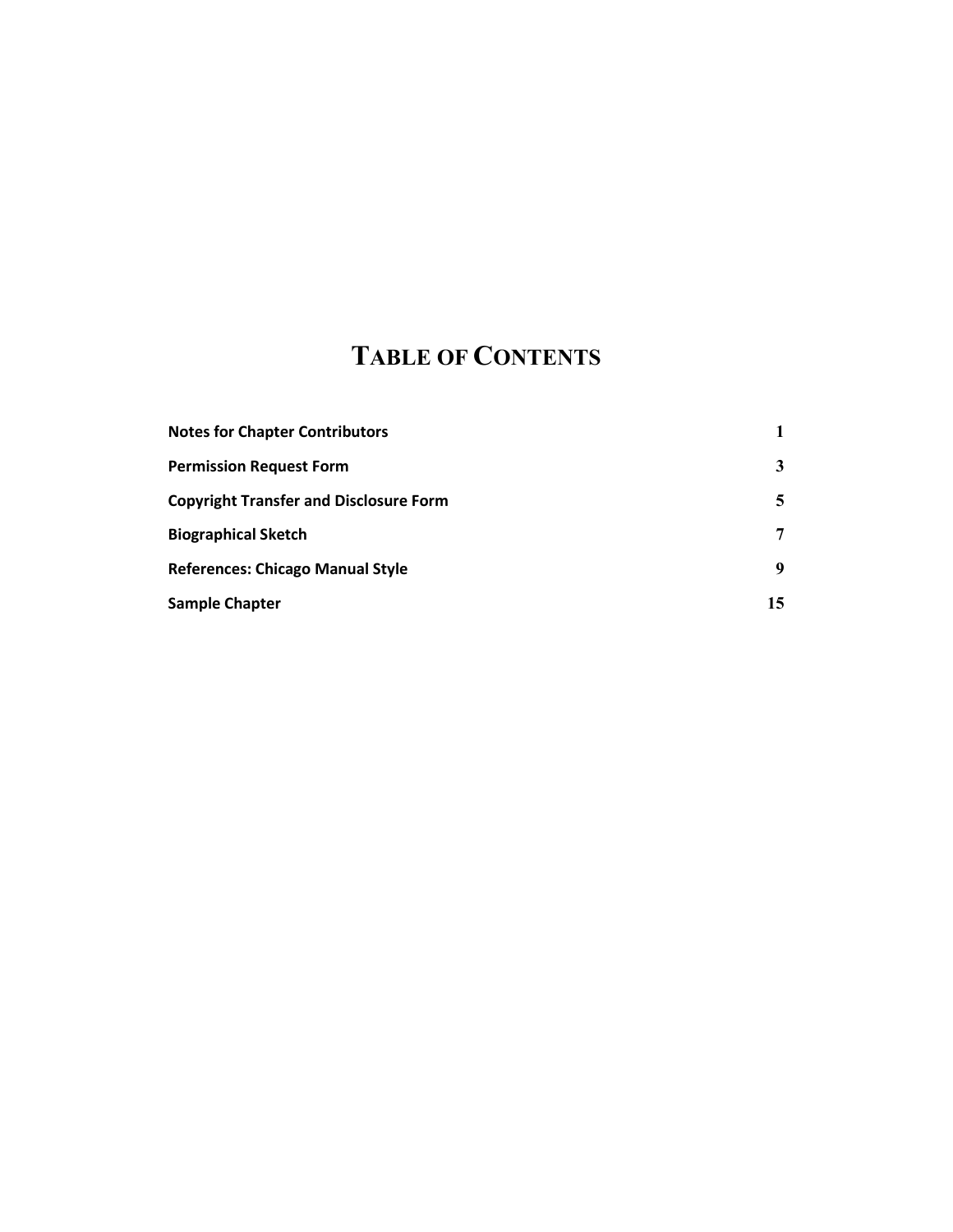# TABLE OF CONTENTS

| | |
|---|---|
| **Notes for Chapter Contributors** | **1** |
| **Permission Request Form** | **3** |
| **Copyright Transfer and Disclosure Form** | **5** |
| **Biographical Sketch** | **7** |
| **References: Chicago Manual Style** | **9** |
| **Sample Chapter** | **15** |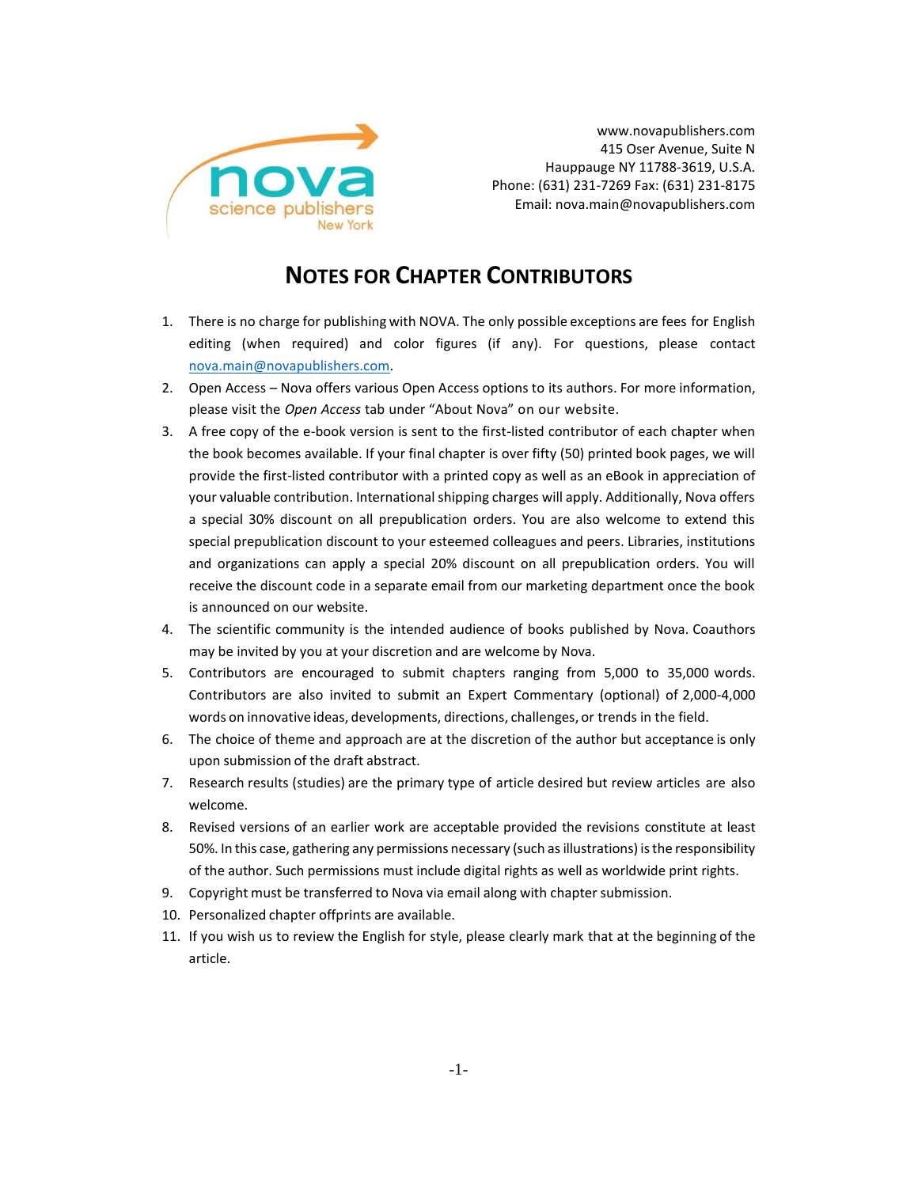www.novapublishers.com
415 Oser Avenue, Suite N
Hauppauge NY 11788-3619, U.S.A.
Phone: (631) 231-7269 Fax: (631) 231-8175
Email: nova.main@novapublishers.com

# NOTES FOR CHAPTER CONTRIBUTORS

1. There is no charge for publishing with NOVA. The only possible exceptions are fees for English editing (when required) and color figures (if any). For questions, please contact nova.main@novapublishers.com.
2. Open Access – Nova offers various Open Access options to its authors. For more information, please visit the *Open Access* tab under "About Nova" on our website.
3. A free copy of the e-book version is sent to the first-listed contributor of each chapter when the book becomes available. If your final chapter is over fifty (50) printed book pages, we will provide the first-listed contributor with a printed copy as well as an eBook in appreciation of your valuable contribution. International shipping charges will apply. Additionally, Nova offers a special 30% discount on all prepublication orders. You are also welcome to extend this special prepublication discount to your esteemed colleagues and peers. Libraries, institutions and organizations can apply a special 20% discount on all prepublication orders. You will receive the discount code in a separate email from our marketing department once the book is announced on our website.
4. The scientific community is the intended audience of books published by Nova. Coauthors may be invited by you at your discretion and are welcome by Nova.
5. Contributors are encouraged to submit chapters ranging from 5,000 to 35,000 words. Contributors are also invited to submit an Expert Commentary (optional) of 2,000-4,000 words on innovative ideas, developments, directions, challenges, or trends in the field.
6. The choice of theme and approach are at the discretion of the author but acceptance is only upon submission of the draft abstract.
7. Research results (studies) are the primary type of article desired but review articles are also welcome.
8. Revised versions of an earlier work are acceptable provided the revisions constitute at least 50%. In this case, gathering any permissions necessary (such as illustrations) is the responsibility of the author. Such permissions must include digital rights as well as worldwide print rights.
9. Copyright must be transferred to Nova via email along with chapter submission.
10. Personalized chapter offprints are available.
11. If you wish us to review the English for style, please clearly mark that at the beginning of the article.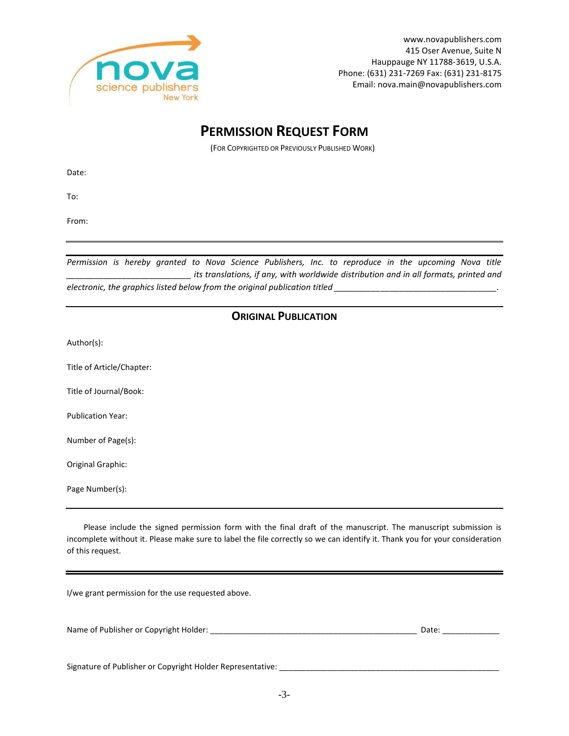www.novapublishers.com
415 Oser Avenue, Suite N
Hauppauge NY 11788-3619, U.S.A.
Phone: (631) 231-7269 Fax: (631) 231-8175
Email: nova.main@novapublishers.com

# PERMISSION REQUEST FORM

(FOR COPYRIGHTED OR PREVIOUSLY PUBLISHED WORK)

Date:

To:

From:

---

*Permission is hereby granted to Nova Science Publishers, Inc. to reproduce in the upcoming Nova title ___________________________ its translations, if any, with worldwide distribution and in all formats, printed and electronic, the graphics listed below from the original publication titled ___________________________________.*

---

## ORIGINAL PUBLICATION

Author(s):

Title of Article/Chapter:

Title of Journal/Book:

Publication Year:

Number of Page(s):

Original Graphic:

Page Number(s):

---

Please include the signed permission form with the final draft of the manuscript. The manuscript submission is incomplete without it. Please make sure to label the file correctly so we can identify it. Thank you for your consideration of this request.

---

I/we grant permission for the use requested above.

Name of Publisher or Copyright Holder: ____________________________________________ Date: _____________

Signature of Publisher or Copyright Holder Representative: ___________________________________________________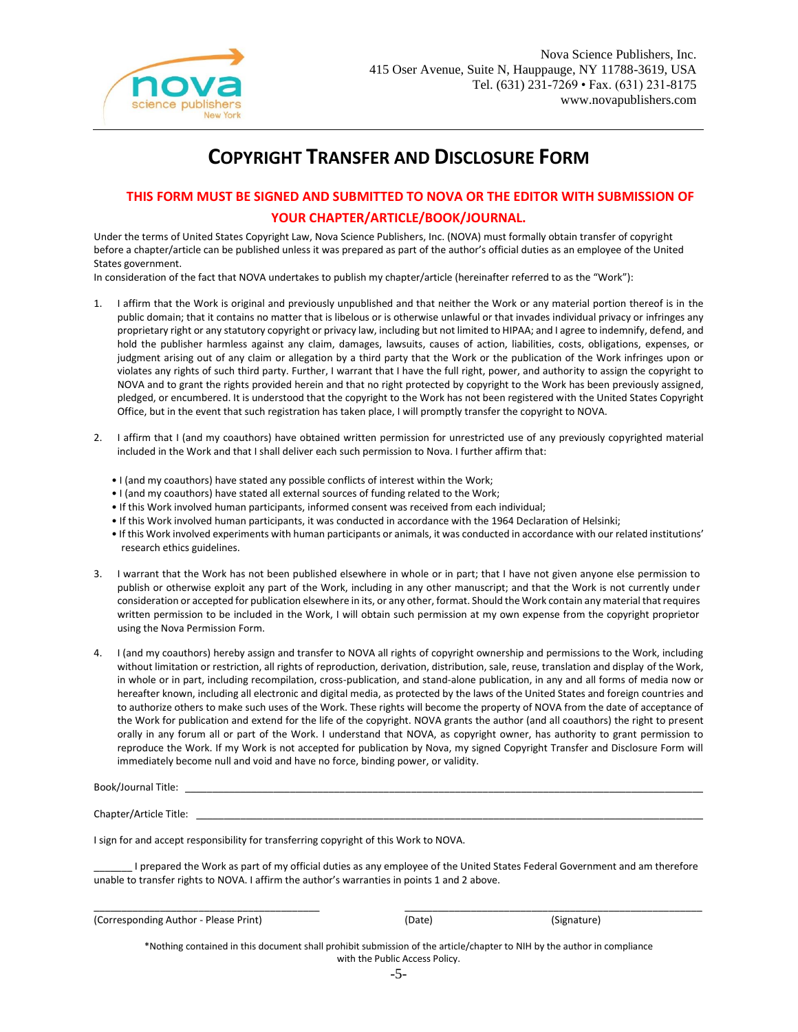Nova Science Publishers, Inc.
415 Oser Avenue, Suite N, Hauppauge, NY 11788-3619, USA
Tel. (631) 231-7269 • Fax. (631) 231-8175
www.novapublishers.com

# COPYRIGHT TRANSFER AND DISCLOSURE FORM

**THIS FORM MUST BE SIGNED AND SUBMITTED TO NOVA OR THE EDITOR WITH SUBMISSION OF YOUR CHAPTER/ARTICLE/BOOK/JOURNAL.**

Under the terms of United States Copyright Law, Nova Science Publishers, Inc. (NOVA) must formally obtain transfer of copyright before a chapter/article can be published unless it was prepared as part of the author's official duties as an employee of the United States government.

In consideration of the fact that NOVA undertakes to publish my chapter/article (hereinafter referred to as the "Work"):

1. I affirm that the Work is original and previously unpublished and that neither the Work or any material portion thereof is in the public domain; that it contains no matter that is libelous or is otherwise unlawful or that invades individual privacy or infringes any proprietary right or any statutory copyright or privacy law, including but not limited to HIPAA; and I agree to indemnify, defend, and hold the publisher harmless against any claim, damages, lawsuits, causes of action, liabilities, costs, obligations, expenses, or judgment arising out of any claim or allegation by a third party that the Work or the publication of the Work infringes upon or violates any rights of such third party. Further, I warrant that I have the full right, power, and authority to assign the copyright to NOVA and to grant the rights provided herein and that no right protected by copyright to the Work has been previously assigned, pledged, or encumbered. It is understood that the copyright to the Work has not been registered with the United States Copyright Office, but in the event that such registration has taken place, I will promptly transfer the copyright to NOVA.

2. I affirm that I (and my coauthors) have obtained written permission for unrestricted use of any previously copyrighted material included in the Work and that I shall deliver each such permission to Nova. I further affirm that:

   - I (and my coauthors) have stated any possible conflicts of interest within the Work;
   - I (and my coauthors) have stated all external sources of funding related to the Work;
   - If this Work involved human participants, informed consent was received from each individual;
   - If this Work involved human participants, it was conducted in accordance with the 1964 Declaration of Helsinki;
   - If this Work involved experiments with human participants or animals, it was conducted in accordance with our related institutions' research ethics guidelines.

3. I warrant that the Work has not been published elsewhere in whole or in part; that I have not given anyone else permission to publish or otherwise exploit any part of the Work, including in any other manuscript; and that the Work is not currently under consideration or accepted for publication elsewhere in its, or any other, format. Should the Work contain any material that requires written permission to be included in the Work, I will obtain such permission at my own expense from the copyright proprietor using the Nova Permission Form.

4. I (and my coauthors) hereby assign and transfer to NOVA all rights of copyright ownership and permissions to the Work, including without limitation or restriction, all rights of reproduction, derivation, distribution, sale, reuse, translation and display of the Work, in whole or in part, including recompilation, cross-publication, and stand-alone publication, in any and all forms of media now or hereafter known, including all electronic and digital media, as protected by the laws of the United States and foreign countries and to authorize others to make such uses of the Work. These rights will become the property of NOVA from the date of acceptance of the Work for publication and extend for the life of the copyright. NOVA grants the author (and all coauthors) the right to present orally in any forum all or part of the Work. I understand that NOVA, as copyright owner, has authority to grant permission to reproduce the Work. If my Work is not accepted for publication by Nova, my signed Copyright Transfer and Disclosure Form will immediately become null and void and have no force, binding power, or validity.

Book/Journal Title: ______________________________________________

Chapter/Article Title: ______________________________________________

I sign for and accept responsibility for transferring copyright of this Work to NOVA.

_______ I prepared the Work as part of my official duties as any employee of the United States Federal Government and am therefore unable to transfer rights to NOVA. I affirm the author's warranties in points 1 and 2 above.

______________________________ ______________________________

(Corresponding Author - Please Print) (Date) (Signature)

*Nothing contained in this document shall prohibit submission of the article/chapter to NIH by the author in compliance with the Public Access Policy.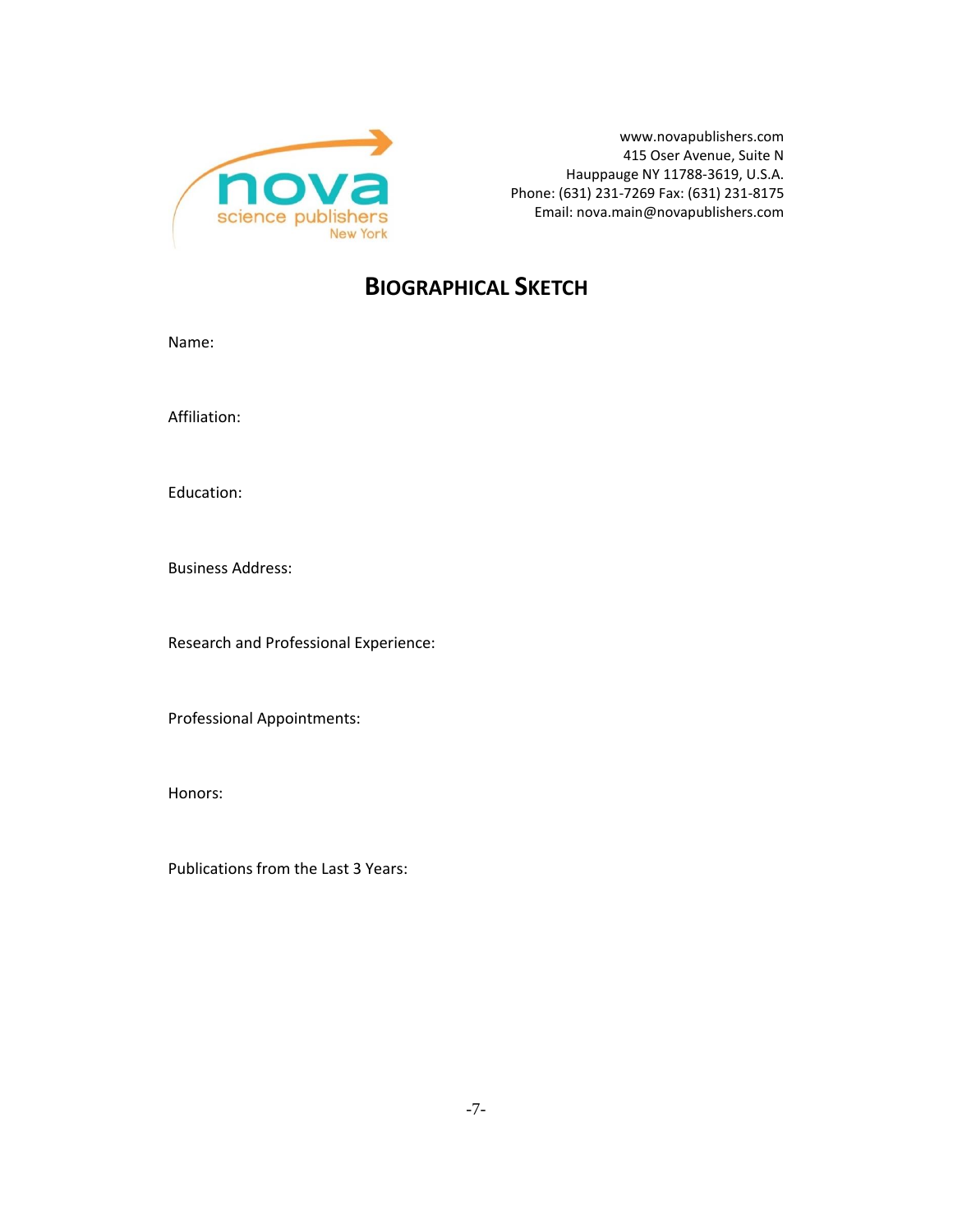nova science publishers New York

www.novapublishers.com
415 Oser Avenue, Suite N
Hauppauge NY 11788-3619, U.S.A.
Phone: (631) 231-7269 Fax: (631) 231-8175
Email: nova.main@novapublishers.com

# BIOGRAPHICAL SKETCH

Name:

Affiliation:

Education:

Business Address:

Research and Professional Experience:

Professional Appointments:

Honors:

Publications from the Last 3 Years: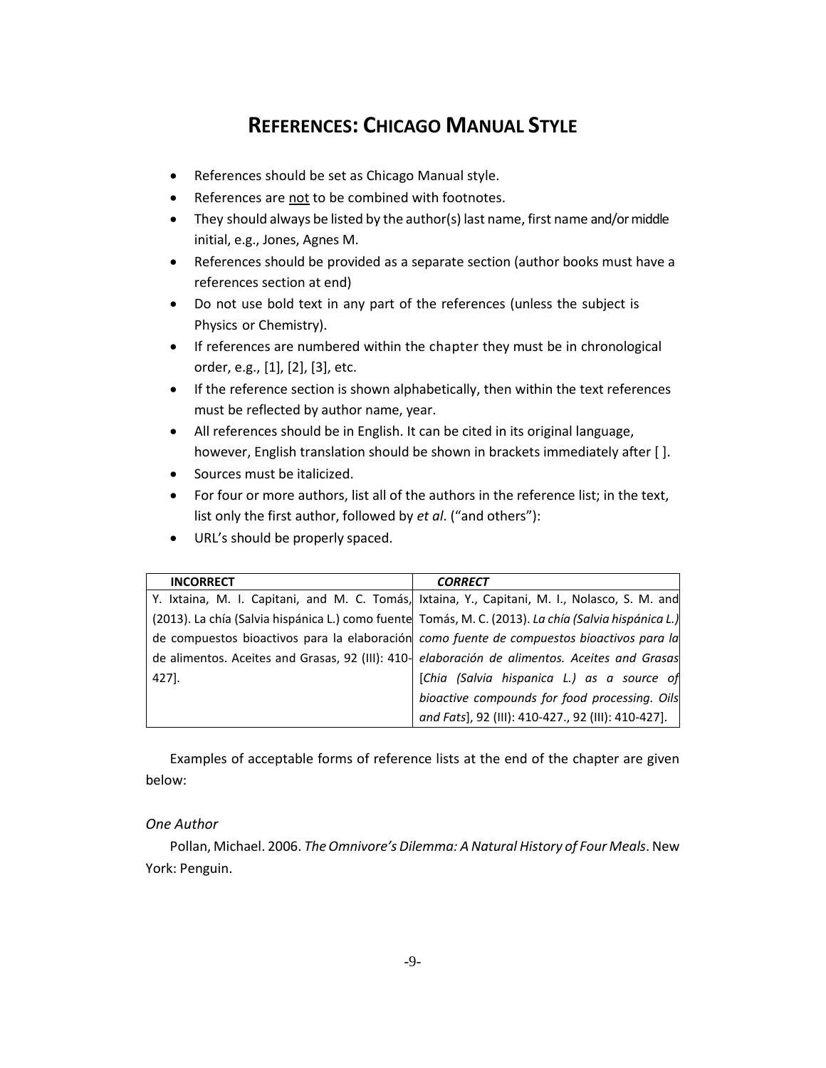# REFERENCES: CHICAGO MANUAL STYLE

- References should be set as Chicago Manual style.
- References are <u>not</u> to be combined with footnotes.
- They should always be listed by the author(s) last name, first name and/or middle initial, e.g., Jones, Agnes M.
- References should be provided as a separate section (author books must have a references section at end)
- Do not use bold text in any part of the references (unless the subject is Physics or Chemistry).
- If references are numbered within the chapter they must be in chronological order, e.g., [1], [2], [3], etc.
- If the reference section is shown alphabetically, then within the text references must be reflected by author name, year.
- All references should be in English. It can be cited in its original language, however, English translation should be shown in brackets immediately after [ ].
- Sources must be italicized.
- For four or more authors, list all of the authors in the reference list; in the text, list only the first author, followed by *et al*. ("and others"):
- URL's should be properly spaced.

| **INCORRECT** | ***CORRECT*** |
|---|---|
| Y. Ixtaina, M. I. Capitani, and M. C. Tomás, (2013). La chía (Salvia hispánica L.) como fuente de compuestos bioactivos para la elaboración de alimentos. Aceites and Grasas, 92 (III): 410-427]. | Ixtaina, Y., Capitani, M. I., Nolasco, S. M. and Tomás, M. C. (2013). *La chía (Salvia hispánica L.) como fuente de compuestos bioactivos para la elaboración de alimentos. Aceites and Grasas* [*Chia (Salvia hispanica L.) as a source of bioactive compounds for food processing. Oils and Fats*], 92 (III): 410-427., 92 (III): 410-427]. |

Examples of acceptable forms of reference lists at the end of the chapter are given below:

*One Author*

Pollan, Michael. 2006. *The Omnivore's Dilemma: A Natural History of Four Meals*. New York: Penguin.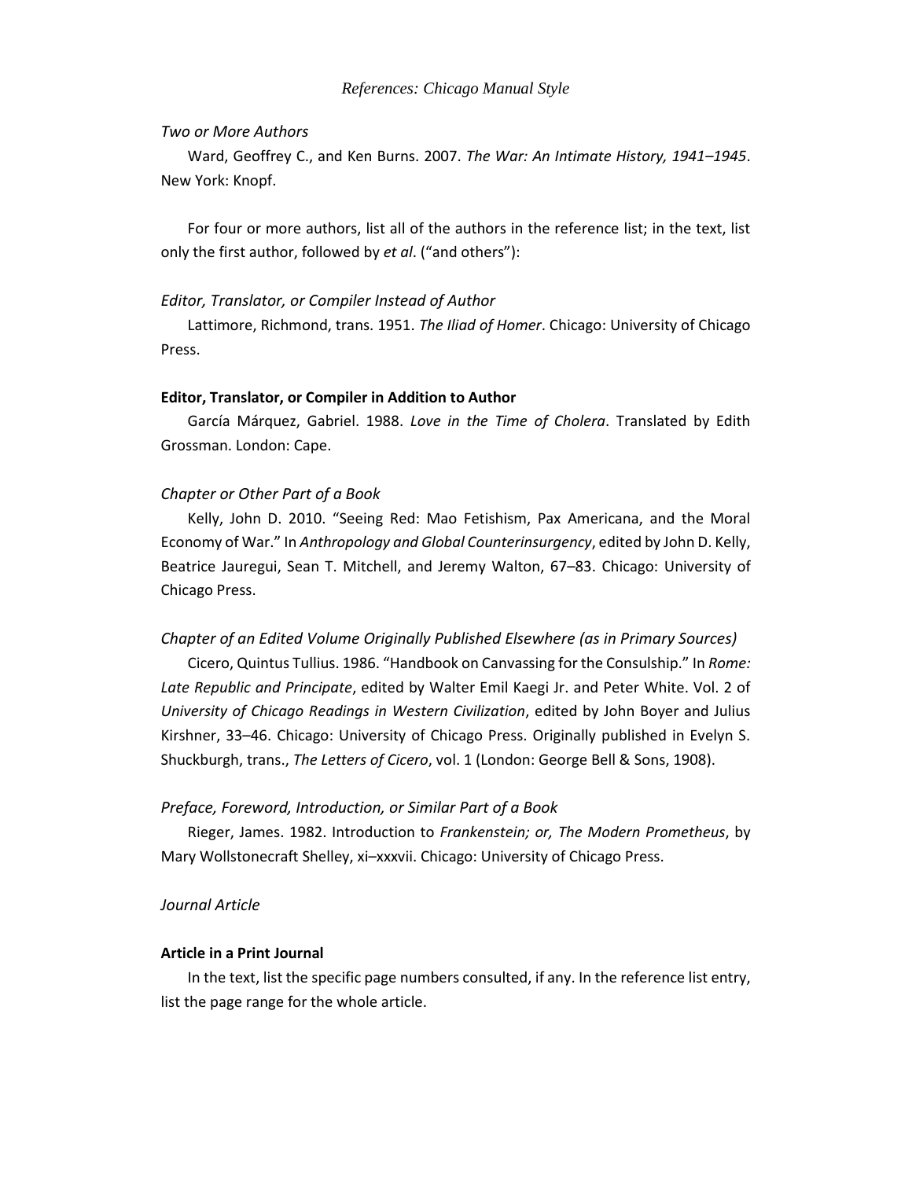*References: Chicago Manual Style*

*Two or More Authors*

Ward, Geoffrey C., and Ken Burns. 2007. *The War: An Intimate History, 1941–1945*. New York: Knopf.

For four or more authors, list all of the authors in the reference list; in the text, list only the first author, followed by *et al*. ("and others"):

*Editor, Translator, or Compiler Instead of Author*

Lattimore, Richmond, trans. 1951. *The Iliad of Homer*. Chicago: University of Chicago Press.

**Editor, Translator, or Compiler in Addition to Author**

García Márquez, Gabriel. 1988. *Love in the Time of Cholera*. Translated by Edith Grossman. London: Cape.

*Chapter or Other Part of a Book*

Kelly, John D. 2010. "Seeing Red: Mao Fetishism, Pax Americana, and the Moral Economy of War." In *Anthropology and Global Counterinsurgency*, edited by John D. Kelly, Beatrice Jauregui, Sean T. Mitchell, and Jeremy Walton, 67–83. Chicago: University of Chicago Press.

*Chapter of an Edited Volume Originally Published Elsewhere (as in Primary Sources)*

Cicero, Quintus Tullius. 1986. "Handbook on Canvassing for the Consulship." In *Rome: Late Republic and Principate*, edited by Walter Emil Kaegi Jr. and Peter White. Vol. 2 of *University of Chicago Readings in Western Civilization*, edited by John Boyer and Julius Kirshner, 33–46. Chicago: University of Chicago Press. Originally published in Evelyn S. Shuckburgh, trans., *The Letters of Cicero*, vol. 1 (London: George Bell & Sons, 1908).

*Preface, Foreword, Introduction, or Similar Part of a Book*

Rieger, James. 1982. Introduction to *Frankenstein; or, The Modern Prometheus*, by Mary Wollstonecraft Shelley, xi–xxxvii. Chicago: University of Chicago Press.

*Journal Article*

**Article in a Print Journal**

In the text, list the specific page numbers consulted, if any. In the reference list entry, list the page range for the whole article.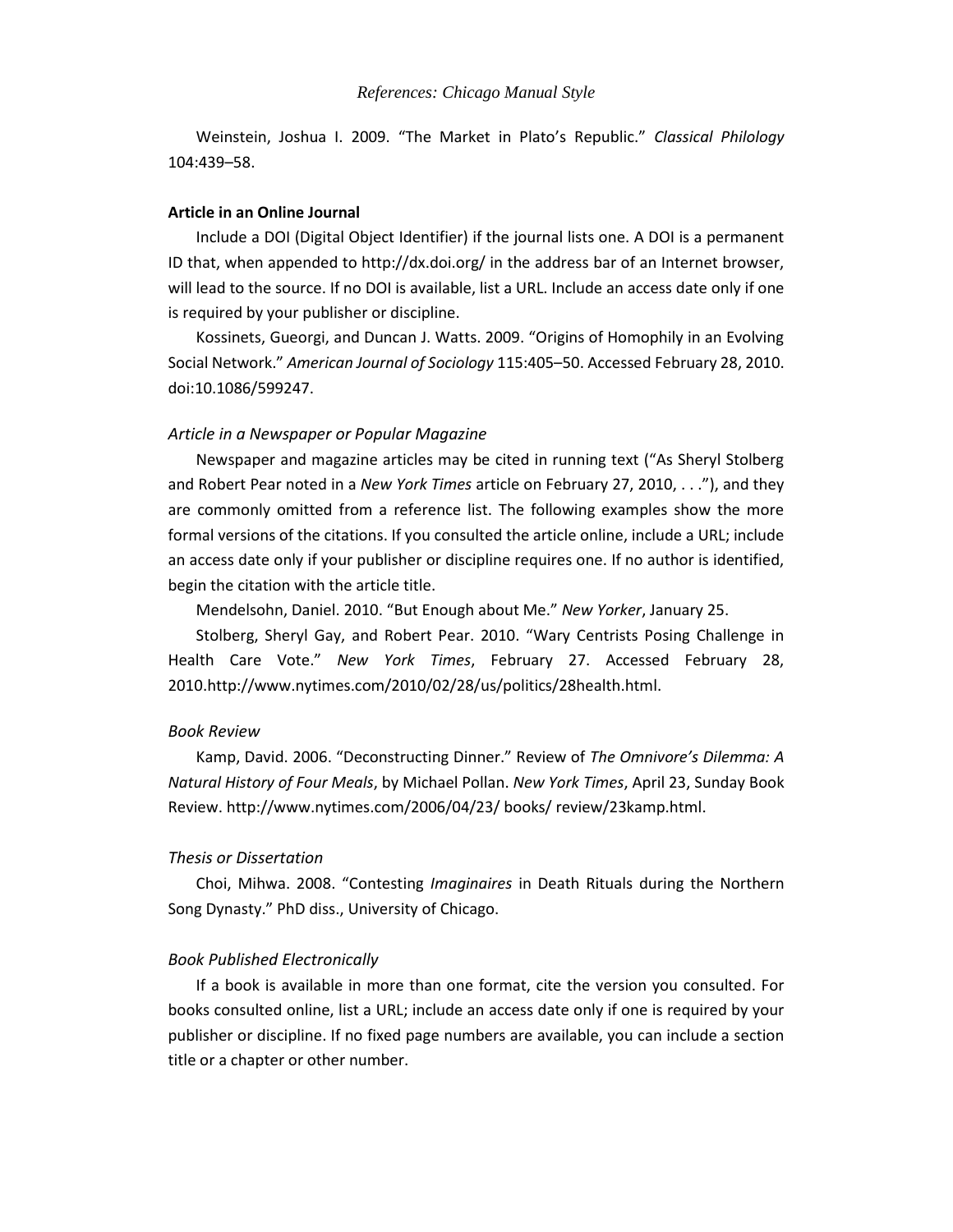Weinstein, Joshua I. 2009. "The Market in Plato's Republic." *Classical Philology* 104:439–58.

**Article in an Online Journal**

Include a DOI (Digital Object Identifier) if the journal lists one. A DOI is a permanent ID that, when appended to http://dx.doi.org/ in the address bar of an Internet browser, will lead to the source. If no DOI is available, list a URL. Include an access date only if one is required by your publisher or discipline.

Kossinets, Gueorgi, and Duncan J. Watts. 2009. "Origins of Homophily in an Evolving Social Network." *American Journal of Sociology* 115:405–50. Accessed February 28, 2010. doi:10.1086/599247.

*Article in a Newspaper or Popular Magazine*

Newspaper and magazine articles may be cited in running text ("As Sheryl Stolberg and Robert Pear noted in a *New York Times* article on February 27, 2010, . . ."), and they are commonly omitted from a reference list. The following examples show the more formal versions of the citations. If you consulted the article online, include a URL; include an access date only if your publisher or discipline requires one. If no author is identified, begin the citation with the article title.

Mendelsohn, Daniel. 2010. "But Enough about Me." *New Yorker*, January 25.

Stolberg, Sheryl Gay, and Robert Pear. 2010. "Wary Centrists Posing Challenge in Health Care Vote." *New York Times*, February 27. Accessed February 28, 2010.http://www.nytimes.com/2010/02/28/us/politics/28health.html.

*Book Review*

Kamp, David. 2006. "Deconstructing Dinner." Review of *The Omnivore's Dilemma: A Natural History of Four Meals*, by Michael Pollan. *New York Times*, April 23, Sunday Book Review. http://www.nytimes.com/2006/04/23/ books/ review/23kamp.html.

*Thesis or Dissertation*

Choi, Mihwa. 2008. "Contesting *Imaginaires* in Death Rituals during the Northern Song Dynasty." PhD diss., University of Chicago.

*Book Published Electronically*

If a book is available in more than one format, cite the version you consulted. For books consulted online, list a URL; include an access date only if one is required by your publisher or discipline. If no fixed page numbers are available, you can include a section title or a chapter or other number.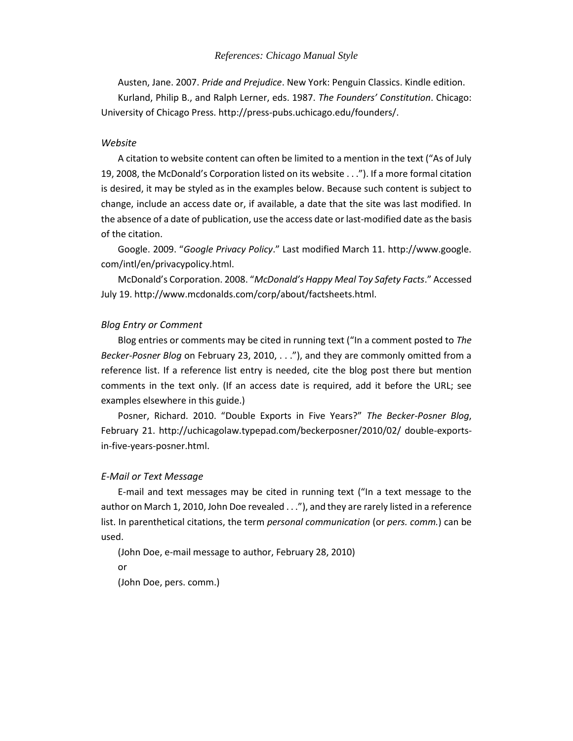Austen, Jane. 2007. *Pride and Prejudice*. New York: Penguin Classics. Kindle edition.

Kurland, Philip B., and Ralph Lerner, eds. 1987. *The Founders' Constitution*. Chicago: University of Chicago Press. http://press-pubs.uchicago.edu/founders/.

*Website*

A citation to website content can often be limited to a mention in the text ("As of July 19, 2008, the McDonald's Corporation listed on its website . . ."). If a more formal citation is desired, it may be styled as in the examples below. Because such content is subject to change, include an access date or, if available, a date that the site was last modified. In the absence of a date of publication, use the access date or last-modified date as the basis of the citation.

Google. 2009. "*Google Privacy Policy*." Last modified March 11. http://www.google.com/intl/en/privacypolicy.html.

McDonald's Corporation. 2008. "*McDonald's Happy Meal Toy Safety Facts*." Accessed July 19. http://www.mcdonalds.com/corp/about/factsheets.html.

*Blog Entry or Comment*

Blog entries or comments may be cited in running text ("In a comment posted to *The Becker-Posner Blog* on February 23, 2010, . . ."), and they are commonly omitted from a reference list. If a reference list entry is needed, cite the blog post there but mention comments in the text only. (If an access date is required, add it before the URL; see examples elsewhere in this guide.)

Posner, Richard. 2010. "Double Exports in Five Years?" *The Becker-Posner Blog*, February 21. http://uchicagolaw.typepad.com/beckerposner/2010/02/ double-exports-in-five-years-posner.html.

*E-Mail or Text Message*

E-mail and text messages may be cited in running text ("In a text message to the author on March 1, 2010, John Doe revealed . . ."), and they are rarely listed in a reference list. In parenthetical citations, the term *personal communication* (or *pers. comm.*) can be used.

(John Doe, e-mail message to author, February 28, 2010)

or

(John Doe, pers. comm.)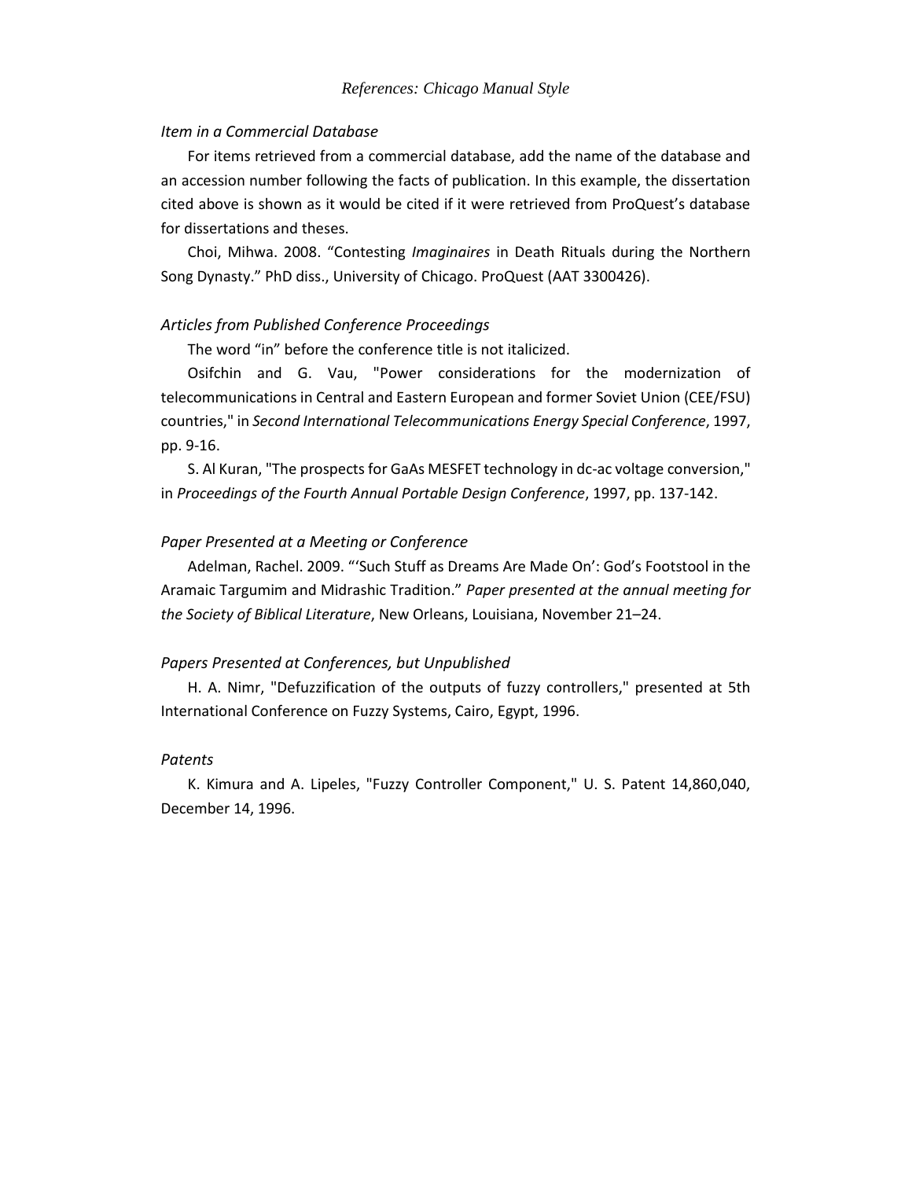*References: Chicago Manual Style*

*Item in a Commercial Database*

For items retrieved from a commercial database, add the name of the database and an accession number following the facts of publication. In this example, the dissertation cited above is shown as it would be cited if it were retrieved from ProQuest's database for dissertations and theses.

Choi, Mihwa. 2008. "Contesting *Imaginaires* in Death Rituals during the Northern Song Dynasty." PhD diss., University of Chicago. ProQuest (AAT 3300426).

*Articles from Published Conference Proceedings*

The word "in" before the conference title is not italicized.

Osifchin and G. Vau, "Power considerations for the modernization of telecommunications in Central and Eastern European and former Soviet Union (CEE/FSU) countries," in *Second International Telecommunications Energy Special Conference*, 1997, pp. 9-16.

S. Al Kuran, "The prospects for GaAs MESFET technology in dc-ac voltage conversion," in *Proceedings of the Fourth Annual Portable Design Conference*, 1997, pp. 137-142.

*Paper Presented at a Meeting or Conference*

Adelman, Rachel. 2009. "'Such Stuff as Dreams Are Made On': God's Footstool in the Aramaic Targumim and Midrashic Tradition." *Paper presented at the annual meeting for the Society of Biblical Literature*, New Orleans, Louisiana, November 21–24.

*Papers Presented at Conferences, but Unpublished*

H. A. Nimr, "Defuzzification of the outputs of fuzzy controllers," presented at 5th International Conference on Fuzzy Systems, Cairo, Egypt, 1996.

*Patents*

K. Kimura and A. Lipeles, "Fuzzy Controller Component," U. S. Patent 14,860,040, December 14, 1996.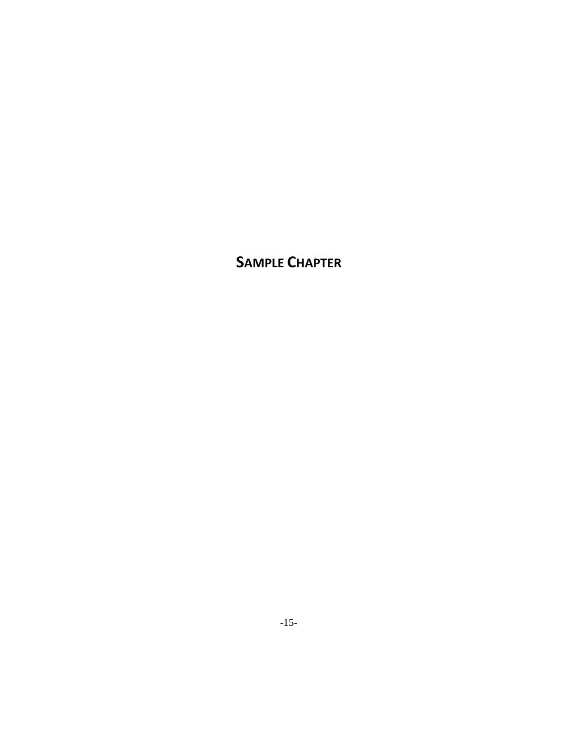# SAMPLE CHAPTER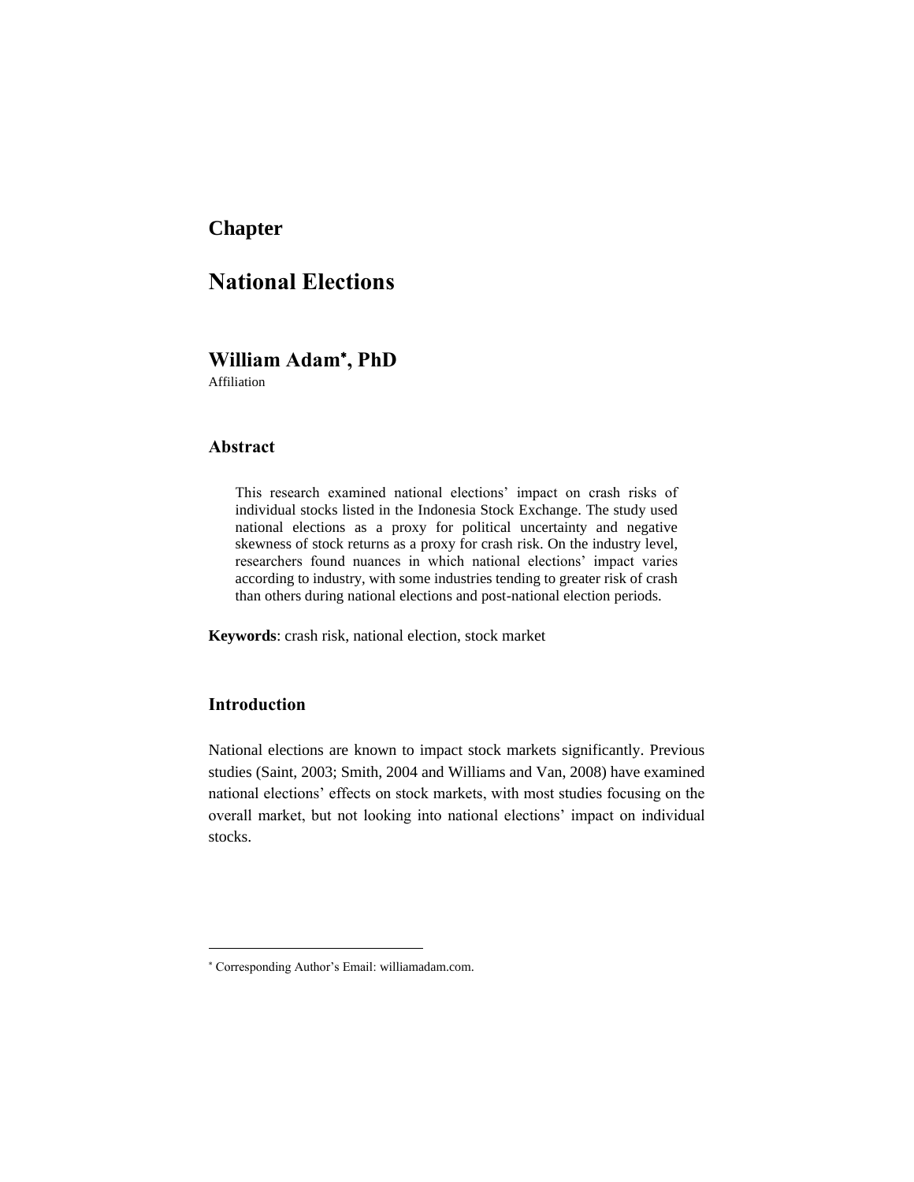# Chapter

# National Elections

## William Adam[*], PhD

Affiliation

### Abstract

> This research examined national elections' impact on crash risks of individual stocks listed in the Indonesia Stock Exchange. The study used national elections as a proxy for political uncertainty and negative skewness of stock returns as a proxy for crash risk. On the industry level, researchers found nuances in which national elections' impact varies according to industry, with some industries tending to greater risk of crash than others during national elections and post-national election periods.

**Keywords**: crash risk, national election, stock market

### Introduction

National elections are known to impact stock markets significantly. Previous studies (Saint, 2003; Smith, 2004 and Williams and Van, 2008) have examined national elections' effects on stock markets, with most studies focusing on the overall market, but not looking into national elections' impact on individual stocks.

---

[*] Corresponding Author's Email: williamadam.com.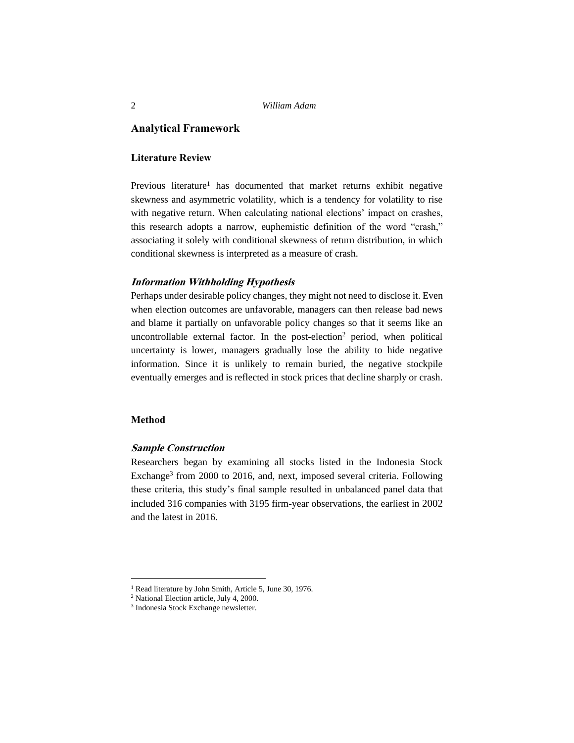## Analytical Framework

### Literature Review

Previous literature[1] has documented that market returns exhibit negative skewness and asymmetric volatility, which is a tendency for volatility to rise with negative return. When calculating national elections' impact on crashes, this research adopts a narrow, euphemistic definition of the word "crash," associating it solely with conditional skewness of return distribution, in which conditional skewness is interpreted as a measure of crash.

#### *Information Withholding Hypothesis*

Perhaps under desirable policy changes, they might not need to disclose it. Even when election outcomes are unfavorable, managers can then release bad news and blame it partially on unfavorable policy changes so that it seems like an uncontrollable external factor. In the post-election[2] period, when political uncertainty is lower, managers gradually lose the ability to hide negative information. Since it is unlikely to remain buried, the negative stockpile eventually emerges and is reflected in stock prices that decline sharply or crash.

### Method

#### *Sample Construction*

Researchers began by examining all stocks listed in the Indonesia Stock Exchange[3] from 2000 to 2016, and, next, imposed several criteria. Following these criteria, this study's final sample resulted in unbalanced panel data that included 316 companies with 3195 firm-year observations, the earliest in 2002 and the latest in 2016.

---

[1] Read literature by John Smith, Article 5, June 30, 1976.
[2] National Election article, July 4, 2000.
[3] Indonesia Stock Exchange newsletter.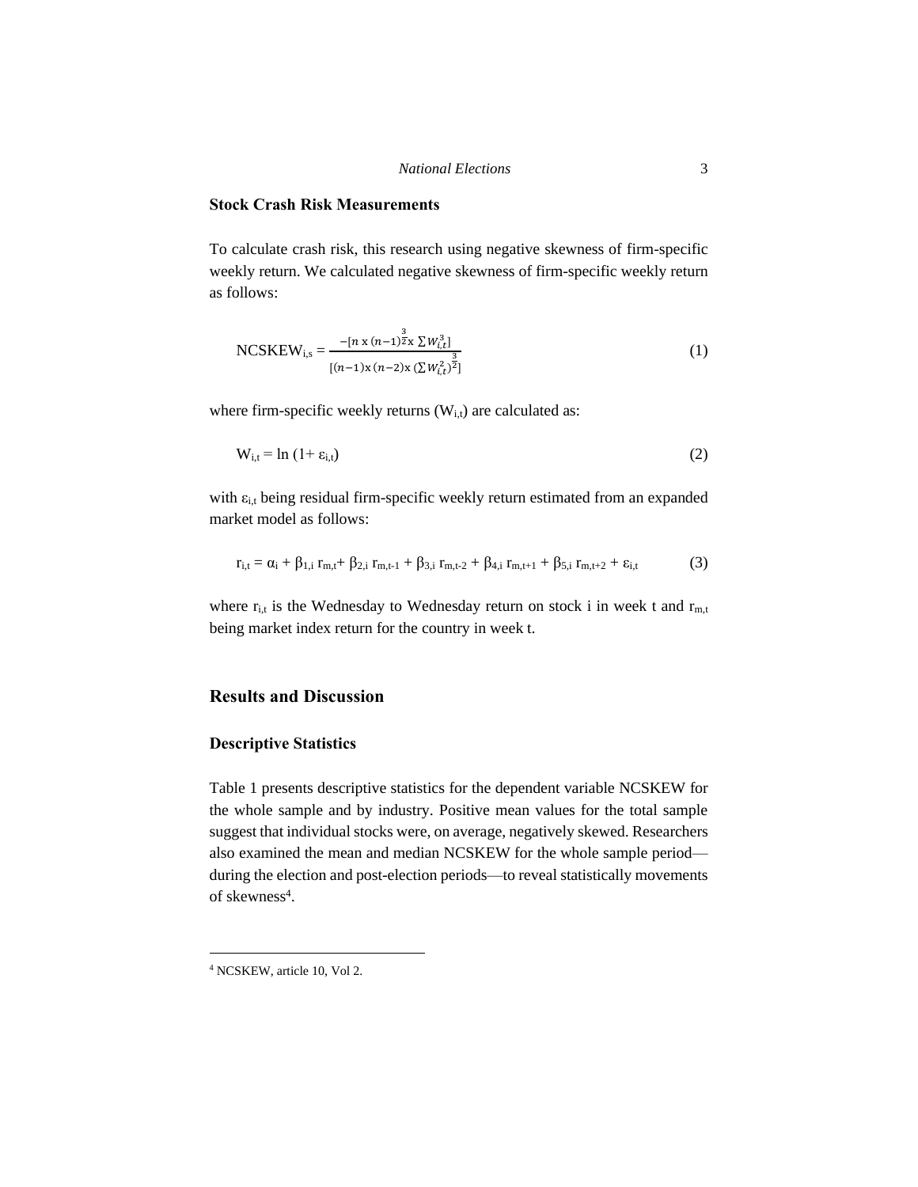### Stock Crash Risk Measurements

To calculate crash risk, this research using negative skewness of firm-specific weekly return. We calculated negative skewness of firm-specific weekly return as follows:

$$\text{NCSKEW}_{i,s} = \frac{-[n \times (n-1)^{\frac{3}{2}} \times \sum W_{i,t}^{3}]}{[(n-1) \times (n-2) \times (\sum W_{i,t}^{2})^{\frac{3}{2}}]} \tag{1}$$

where firm-specific weekly returns ($W_{i,t}$) are calculated as:

$$W_{i,t} = \ln(1 + \varepsilon_{i,t}) \tag{2}$$

with $\varepsilon_{i,t}$ being residual firm-specific weekly return estimated from an expanded market model as follows:

$$r_{i,t} = \alpha_i + \beta_{1,i}\, r_{m,t} + \beta_{2,i}\, r_{m,t-1} + \beta_{3,i}\, r_{m,t-2} + \beta_{4,i}\, r_{m,t+1} + \beta_{5,i}\, r_{m,t+2} + \varepsilon_{i,t} \tag{3}$$

where $r_{i,t}$ is the Wednesday to Wednesday return on stock i in week t and $r_{m,t}$ being market index return for the country in week t.

## Results and Discussion

### Descriptive Statistics

Table 1 presents descriptive statistics for the dependent variable NCSKEW for the whole sample and by industry. Positive mean values for the total sample suggest that individual stocks were, on average, negatively skewed. Researchers also examined the mean and median NCSKEW for the whole sample period—during the election and post-election periods—to reveal statistically movements of skewness[4].

[4] NCSKEW, article 10, Vol 2.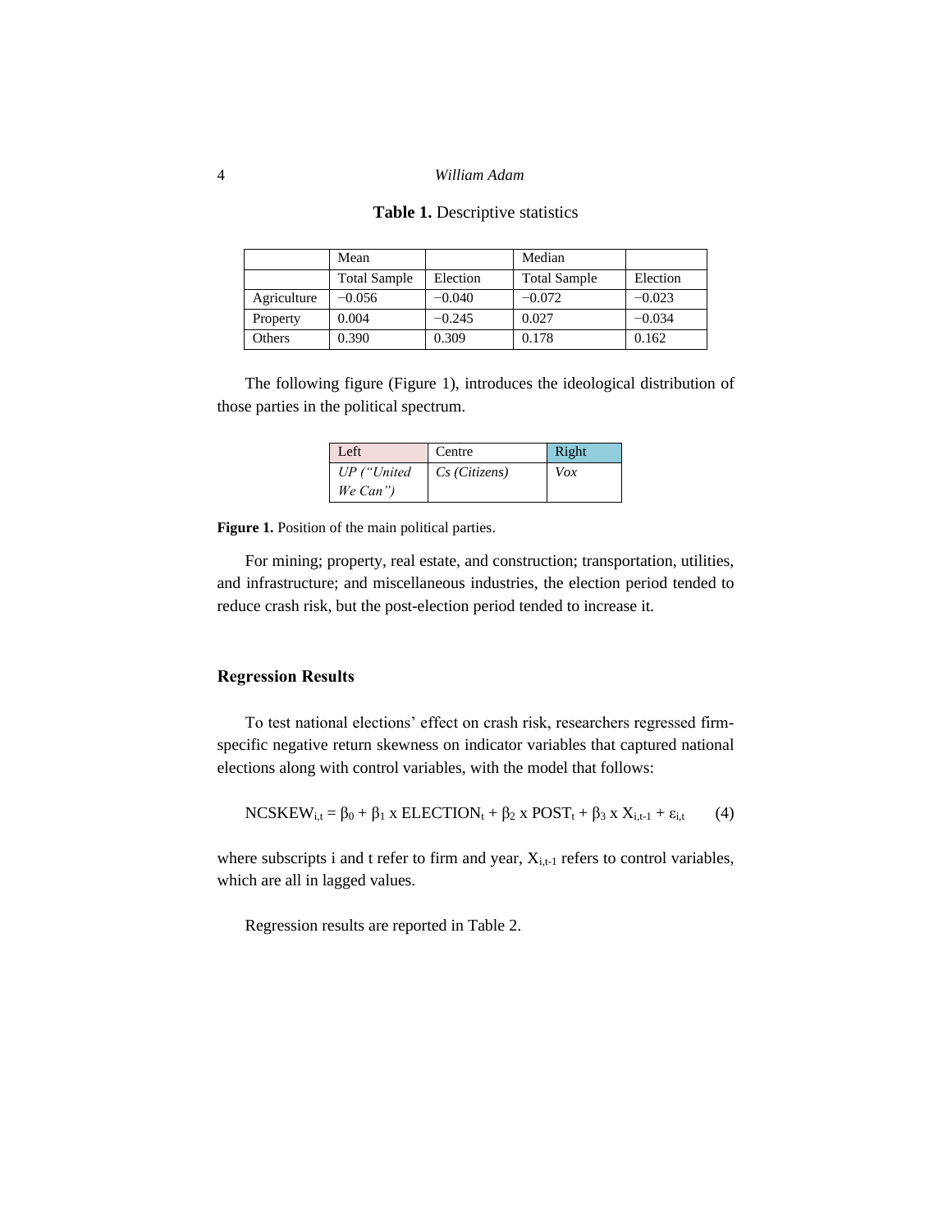**Table 1.** Descriptive statistics

| | Mean | | Median | |
|---|---|---|---|---|
| | Total Sample | Election | Total Sample | Election |
| Agriculture | −0.056 | −0.040 | −0.072 | −0.023 |
| Property | 0.004 | −0.245 | 0.027 | −0.034 |
| Others | 0.390 | 0.309 | 0.178 | 0.162 |

The following figure (Figure 1), introduces the ideological distribution of those parties in the political spectrum.

| Left | Centre | Right |
|---|---|---|
| *UP ("United We Can")* | *Cs (Citizens)* | *Vox* |

**Figure 1.** Position of the main political parties.

For mining; property, real estate, and construction; transportation, utilities, and infrastructure; and miscellaneous industries, the election period tended to reduce crash risk, but the post-election period tended to increase it.

## Regression Results

To test national elections' effect on crash risk, researchers regressed firm-specific negative return skewness on indicator variables that captured national elections along with control variables, with the model that follows:

$$NCSKEW_{i,t} = \beta_0 + \beta_1 \text{ x } ELECTION_t + \beta_2 \text{ x } POST_t + \beta_3 \text{ x } X_{i,t-1} + \varepsilon_{i,t} \qquad (4)$$

where subscripts i and t refer to firm and year, $X_{i,t-1}$ refers to control variables, which are all in lagged values.

Regression results are reported in Table 2.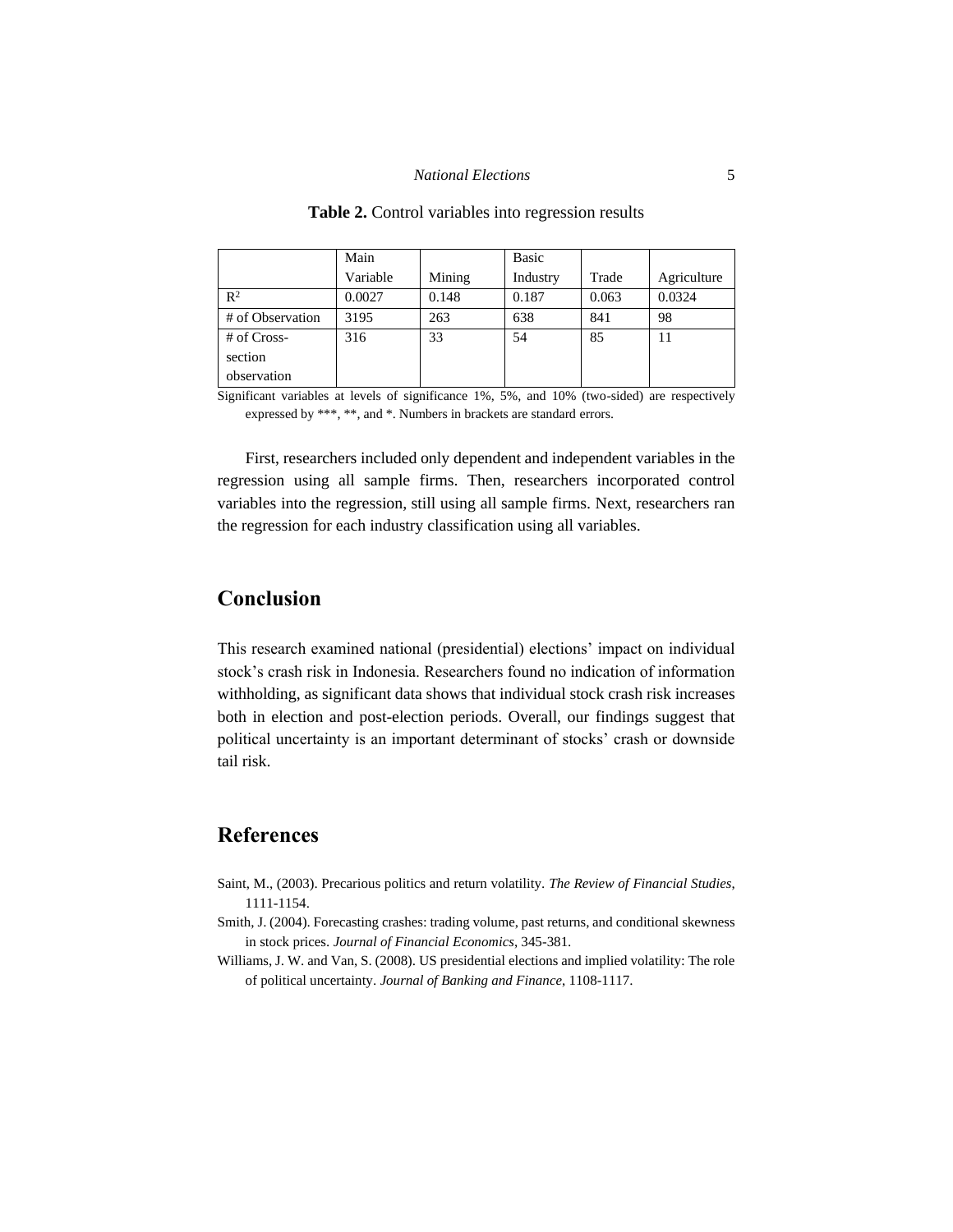**Table 2.** Control variables into regression results

| | Main Variable | Mining | Basic Industry | Trade | Agriculture |
|---|---|---|---|---|---|
| $R^2$ | 0.0027 | 0.148 | 0.187 | 0.063 | 0.0324 |
| # of Observation | 3195 | 263 | 638 | 841 | 98 |
| # of Cross-section observation | 316 | 33 | 54 | 85 | 11 |

Significant variables at levels of significance 1%, 5%, and 10% (two-sided) are respectively expressed by ***, **, and *. Numbers in brackets are standard errors.

First, researchers included only dependent and independent variables in the regression using all sample firms. Then, researchers incorporated control variables into the regression, still using all sample firms. Next, researchers ran the regression for each industry classification using all variables.

## Conclusion

This research examined national (presidential) elections' impact on individual stock's crash risk in Indonesia. Researchers found no indication of information withholding, as significant data shows that individual stock crash risk increases both in election and post-election periods. Overall, our findings suggest that political uncertainty is an important determinant of stocks' crash or downside tail risk.

## References

Saint, M., (2003). Precarious politics and return volatility. *The Review of Financial Studies*, 1111-1154.

Smith, J. (2004). Forecasting crashes: trading volume, past returns, and conditional skewness in stock prices. *Journal of Financial Economics*, 345-381.

Williams, J. W. and Van, S. (2008). US presidential elections and implied volatility: The role of political uncertainty. *Journal of Banking and Finance*, 1108-1117.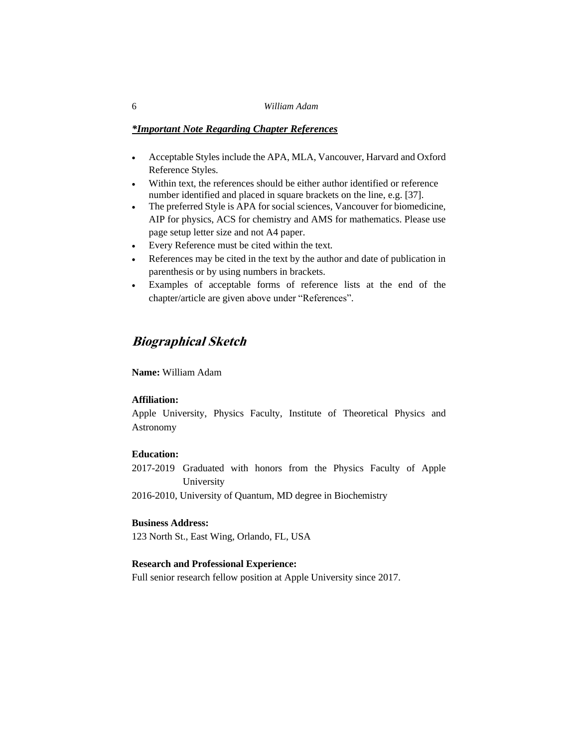***Important Note Regarding Chapter References***

- Acceptable Styles include the APA, MLA, Vancouver, Harvard and Oxford Reference Styles.
- Within text, the references should be either author identified or reference number identified and placed in square brackets on the line, e.g. [37].
- The preferred Style is APA for social sciences, Vancouver for biomedicine, AIP for physics, ACS for chemistry and AMS for mathematics. Please use page setup letter size and not A4 paper.
- Every Reference must be cited within the text.
- References may be cited in the text by the author and date of publication in parenthesis or by using numbers in brackets.
- Examples of acceptable forms of reference lists at the end of the chapter/article are given above under "References".

## *Biographical Sketch*

**Name:** William Adam

**Affiliation:**

Apple University, Physics Faculty, Institute of Theoretical Physics and Astronomy

**Education:**

2017-2019 Graduated with honors from the Physics Faculty of Apple University

2016-2010, University of Quantum, MD degree in Biochemistry

**Business Address:**

123 North St., East Wing, Orlando, FL, USA

**Research and Professional Experience:**

Full senior research fellow position at Apple University since 2017.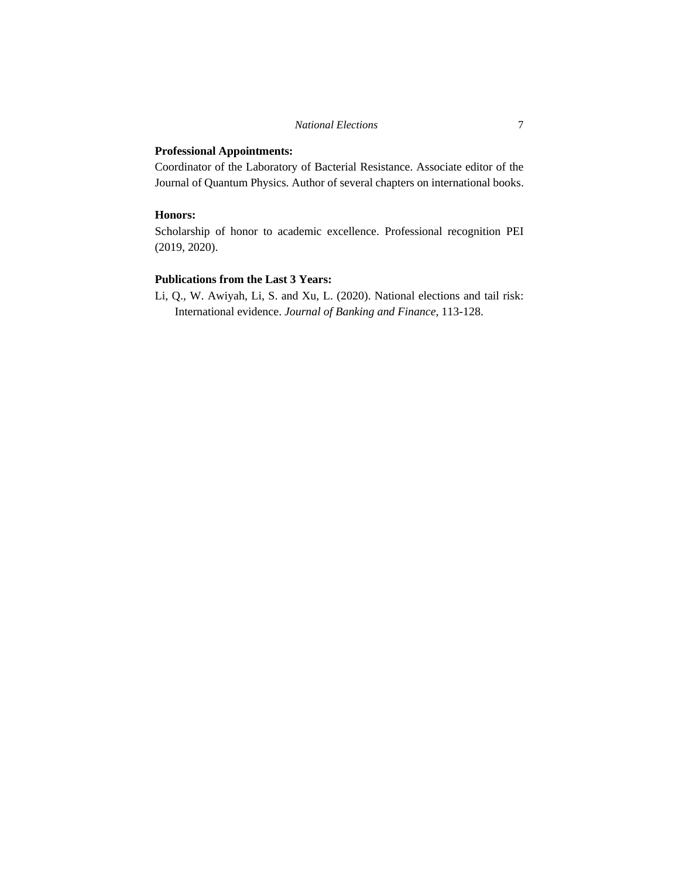**Professional Appointments:**

Coordinator of the Laboratory of Bacterial Resistance. Associate editor of the Journal of Quantum Physics. Author of several chapters on international books.

**Honors:**

Scholarship of honor to academic excellence. Professional recognition PEI (2019, 2020).

**Publications from the Last 3 Years:**

Li, Q., W. Awiyah, Li, S. and Xu, L. (2020). National elections and tail risk: International evidence. *Journal of Banking and Finance*, 113-128.